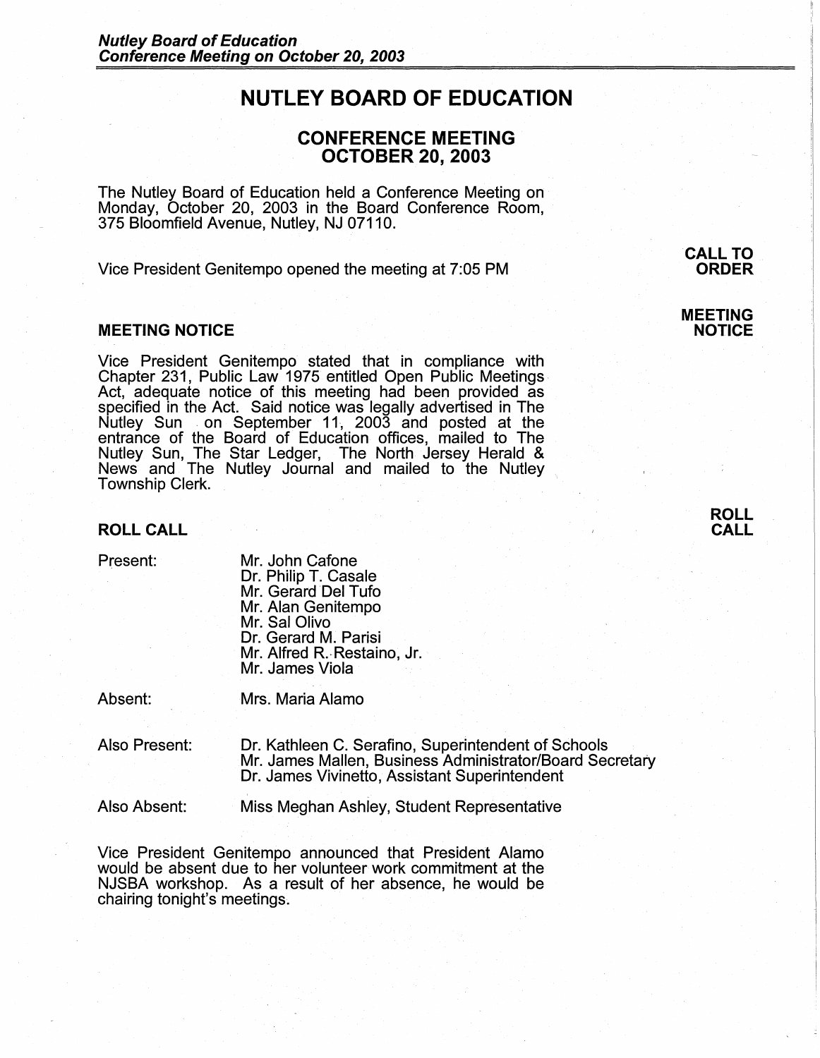# NUTLEY BOARD OF EDUCATION

## CONFERENCE MEETING
## OCTOBER 20, 2003

The Nutley Board of Education held a Conference Meeting on Monday, October 20, 2003 in the Board Conference Room, 375 Bloomfield Avenue, Nutley, NJ 07110.

**CALL TO ORDER**

Vice President Genitempo opened the meeting at 7:05 PM

### MEETING NOTICE

Vice President Genitempo stated that in compliance with Chapter 231, Public Law 1975 entitled Open Public Meetings Act, adequate notice of this meeting had been provided as specified in the Act. Said notice was legally advertised in The Nutley Sun on September 11, 2003 and posted at the entrance of the Board of Education offices, mailed to The Nutley Sun, The Star Ledger, The North Jersey Herald & News and The Nutley Journal and mailed to the Nutley Township Clerk.

### ROLL CALL

Present:
- Mr. John Cafone
- Dr. Philip T. Casale
- Mr. Gerard Del Tufo
- Mr. Alan Genitempo
- Mr. Sal Olivo
- Dr. Gerard M. Parisi
- Mr. Alfred R. Restaino, Jr.
- Mr. James Viola

Absent:
- Mrs. Maria Alamo

Also Present:
- Dr. Kathleen C. Serafino, Superintendent of Schools
- Mr. James Mallen, Business Administrator/Board Secretary
- Dr. James Vivinetto, Assistant Superintendent

Also Absent:
- Miss Meghan Ashley, Student Representative

Vice President Genitempo announced that President Alamo would be absent due to her volunteer work commitment at the NJSBA workshop. As a result of her absence, he would be chairing tonight's meetings.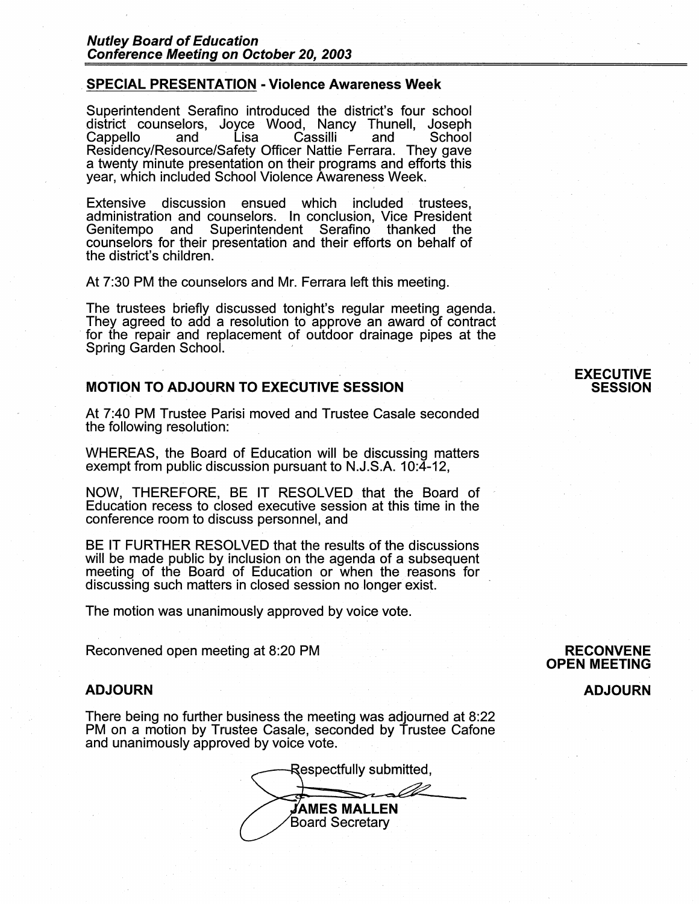## SPECIAL PRESENTATION - Violence Awareness Week

Superintendent Serafino introduced the district's four school district counselors, Joyce Wood, Nancy Thunell, Joseph Cappello and Lisa Cassilli and School Residency/Resource/Safety Officer Nattie Ferrara. They gave a twenty minute presentation on their programs and efforts this year, which included School Violence Awareness Week.

Extensive discussion ensued which included trustees, administration and counselors. In conclusion, Vice President Genitempo and Superintendent Serafino thanked the counselors for their presentation and their efforts on behalf of the district's children.

At 7:30 PM the counselors and Mr. Ferrara left this meeting.

The trustees briefly discussed tonight's regular meeting agenda. They agreed to add a resolution to approve an award of contract for the repair and replacement of outdoor drainage pipes at the Spring Garden School.

## MOTION TO ADJOURN TO EXECUTIVE SESSION

**EXECUTIVE SESSION**

At 7:40 PM Trustee Parisi moved and Trustee Casale seconded the following resolution:

WHEREAS, the Board of Education will be discussing matters exempt from public discussion pursuant to N.J.S.A. 10:4-12,

NOW, THEREFORE, BE IT RESOLVED that the Board of Education recess to closed executive session at this time in the conference room to discuss personnel, and

BE IT FURTHER RESOLVED that the results of the discussions will be made public by inclusion on the agenda of a subsequent meeting of the Board of Education or when the reasons for discussing such matters in closed session no longer exist.

The motion was unanimously approved by voice vote.

**RECONVENE OPEN MEETING**

Reconvened open meeting at 8:20 PM

## ADJOURN

**ADJOURN**

There being no further business the meeting was adjourned at 8:22 PM on a motion by Trustee Casale, seconded by Trustee Cafone and unanimously approved by voice vote.

Respectfully submitted,

JAMES MALLEN
Board Secretary